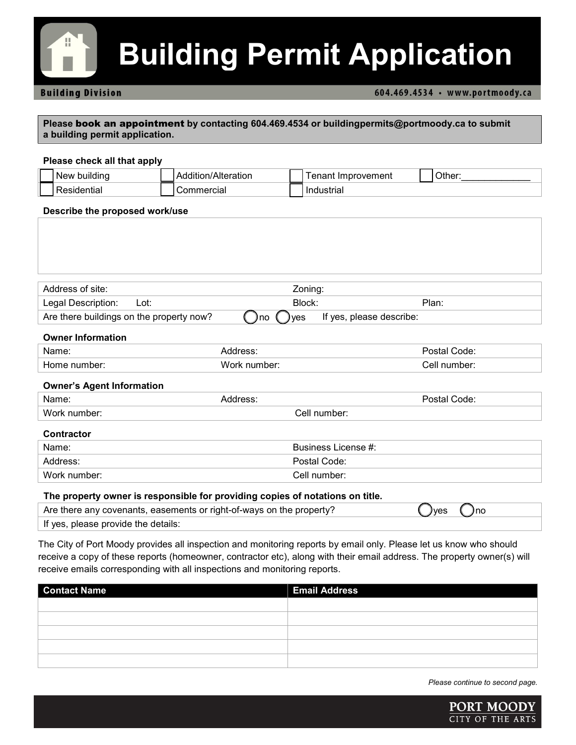# Building Permit Application

**Building Division** 604.469.4534 • www.portmoody.ca

**Please book an appointment by contacting 604.469.4534 or buildingpermits@portmoody.ca to submit a building permit application.**

**Please check all that apply**

| | | | |
|---|---|---|---|
| ☐ New building | ☐ Addition/Alteration | ☐ Tenant Improvement | ☐ Other:_____________ |
| ☐ Residential | ☐ Commercial | ☐ Industrial | |

**Describe the proposed work/use**

| |
|---|
| |

| | | |
|---|---|---|
| Address of site: | Zoning: | |
| Legal Description: Lot: | Block: | Plan: |
| Are there buildings on the property now? ◯ no ◯ yes | If yes, please describe: | |

**Owner Information**

| | | |
|---|---|---|
| Name: | Address: | Postal Code: |
| Home number: | Work number: | Cell number: |

**Owner's Agent Information**

| | | |
|---|---|---|
| Name: | Address: | Postal Code: |
| Work number: | Cell number: | |

**Contractor**

| | |
|---|---|
| Name: | Business License #: |
| Address: | Postal Code: |
| Work number: | Cell number: |

**The property owner is responsible for providing copies of notations on title.**

| | |
|---|---|
| Are there any covenants, easements or right-of-ways on the property? | ◯ yes ◯ no |
| If yes, please provide the details: | |

The City of Port Moody provides all inspection and monitoring reports by email only. Please let us know who should receive a copy of these reports (homeowner, contractor etc), along with their email address. The property owner(s) will receive emails corresponding with all inspections and monitoring reports.

| Contact Name | Email Address |
|---|---|
| | |
| | |
| | |
| | |
| | |

*Please continue to second page.*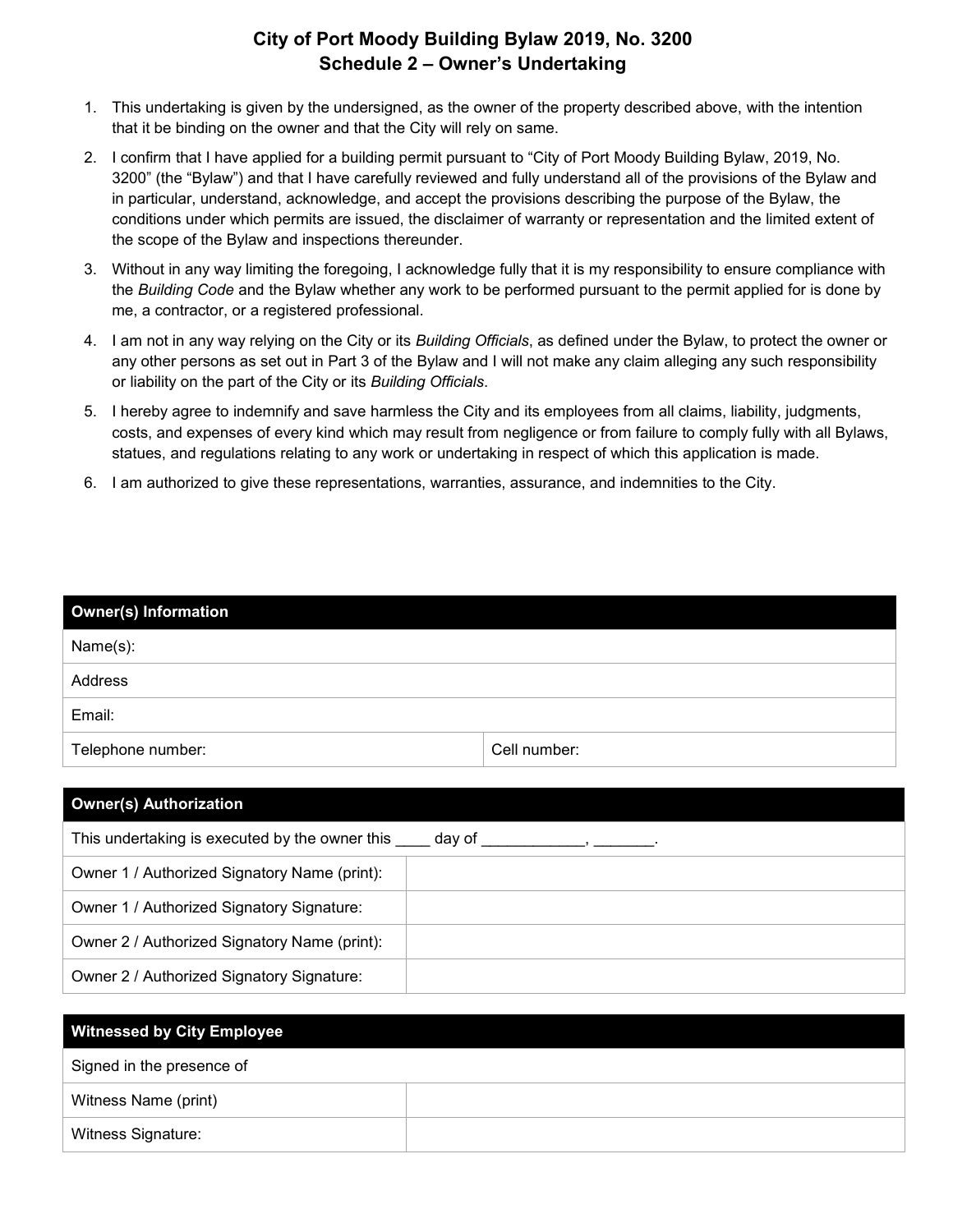# City of Port Moody Building Bylaw 2019, No. 3200
## Schedule 2 – Owner's Undertaking

1. This undertaking is given by the undersigned, as the owner of the property described above, with the intention that it be binding on the owner and that the City will rely on same.
2. I confirm that I have applied for a building permit pursuant to "City of Port Moody Building Bylaw, 2019, No. 3200" (the "Bylaw") and that I have carefully reviewed and fully understand all of the provisions of the Bylaw and in particular, understand, acknowledge, and accept the provisions describing the purpose of the Bylaw, the conditions under which permits are issued, the disclaimer of warranty or representation and the limited extent of the scope of the Bylaw and inspections thereunder.
3. Without in any way limiting the foregoing, I acknowledge fully that it is my responsibility to ensure compliance with the *Building Code* and the Bylaw whether any work to be performed pursuant to the permit applied for is done by me, a contractor, or a registered professional.
4. I am not in any way relying on the City or its *Building Officials*, as defined under the Bylaw, to protect the owner or any other persons as set out in Part 3 of the Bylaw and I will not make any claim alleging any such responsibility or liability on the part of the City or its *Building Officials*.
5. I hereby agree to indemnify and save harmless the City and its employees from all claims, liability, judgments, costs, and expenses of every kind which may result from negligence or from failure to comply fully with all Bylaws, statues, and regulations relating to any work or undertaking in respect of which this application is made.
6. I am authorized to give these representations, warranties, assurance, and indemnities to the City.

| **Owner(s) Information** | |
|---|---|
| Name(s): | |
| Address | |
| Email: | |
| Telephone number: | Cell number: |

| **Owner(s) Authorization** | |
|---|---|
| This undertaking is executed by the owner this ____ day of ____________, _______. | |
| Owner 1 / Authorized Signatory Name (print): | |
| Owner 1 / Authorized Signatory Signature: | |
| Owner 2 / Authorized Signatory Name (print): | |
| Owner 2 / Authorized Signatory Signature: | |

| **Witnessed by City Employee** | |
|---|---|
| Signed in the presence of | |
| Witness Name (print) | |
| Witness Signature: | |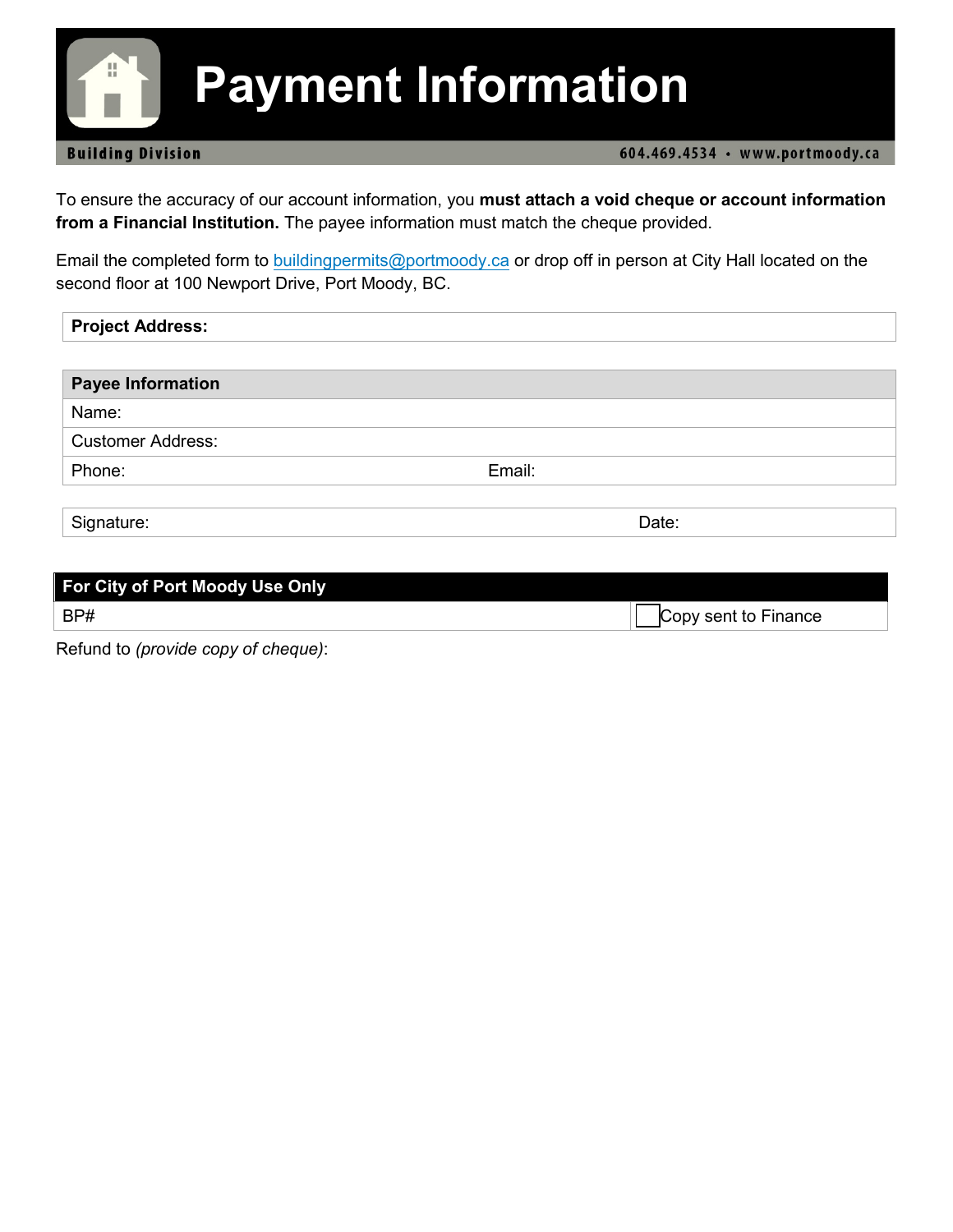# Payment Information

**Building Division** 604.469.4534 • www.portmoody.ca

To ensure the accuracy of our account information, you **must attach a void cheque or account information from a Financial Institution.** The payee information must match the cheque provided.

Email the completed form to buildingpermits@portmoody.ca or drop off in person at City Hall located on the second floor at 100 Newport Drive, Port Moody, BC.

| **Project Address:** |
|---|

| **Payee Information** | |
|---|---|
| Name: | |
| Customer Address: | |
| Phone: | Email: |

| Signature: | Date: |
|---|---|

| **For City of Port Moody Use Only** | |
|---|---|
| BP# | ☐ Copy sent to Finance |

Refund to *(provide copy of cheque)*: